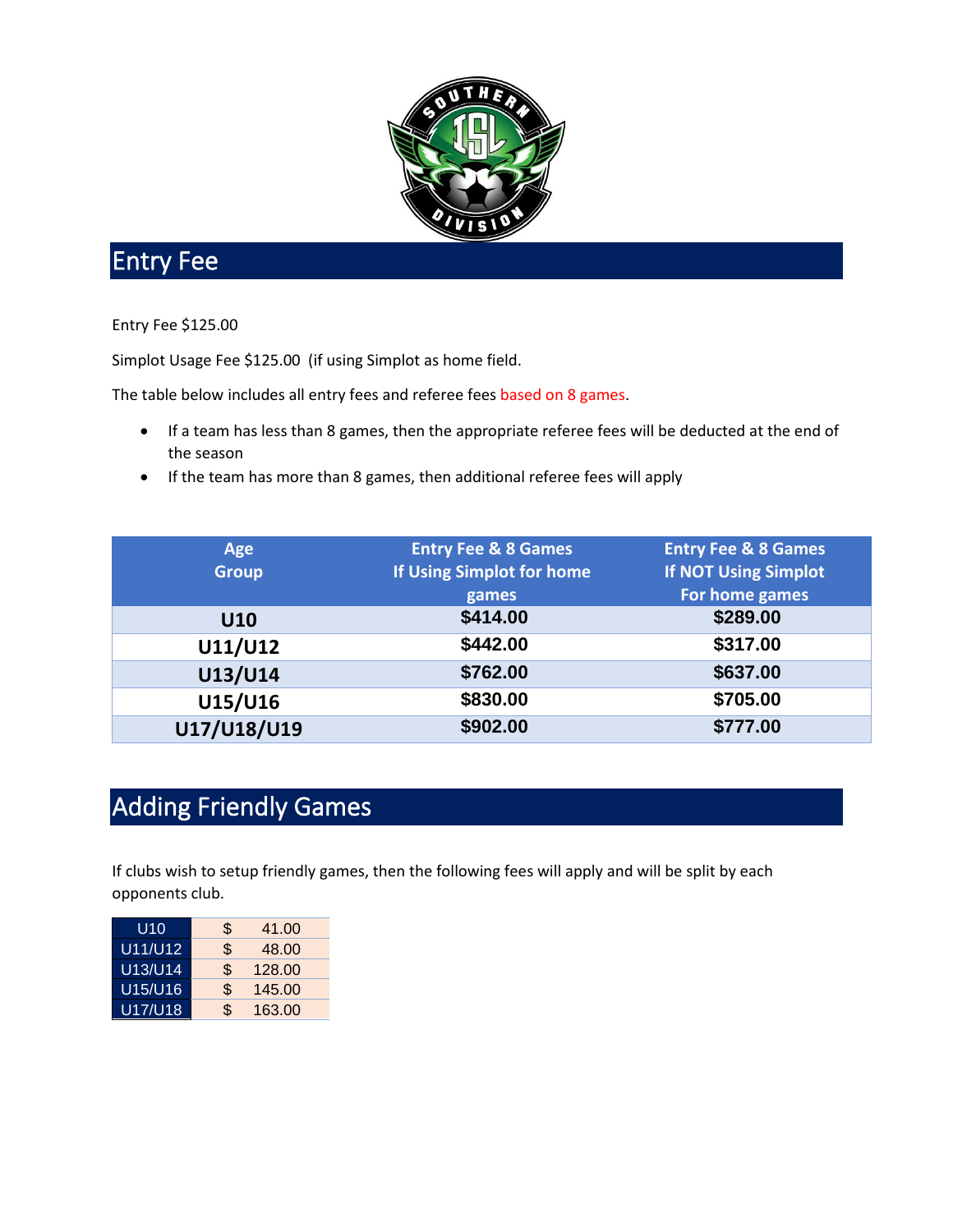# Entry Fee

Entry Fee $125.00

Simplot Usage Fee $125.00 (if using Simplot as home field.

The table below includes all entry fees and referee fees based on 8 games.

- If a team has less than 8 games, then the appropriate referee fees will be deducted at the end of the season
- If the team has more than 8 games, then additional referee fees will apply

| Age Group | Entry Fee & 8 Games If Using Simplot for home games | Entry Fee & 8 Games If NOT Using Simplot For home games |
|---|---|---|
| U10 | $414.00 | $289.00 |
| U11/U12 | $442.00 | $317.00 |
| U13/U14 | $762.00 | $637.00 |
| U15/U16 | $830.00 | $705.00 |
| U17/U18/U19 | $902.00 | $777.00 |

# Adding Friendly Games

If clubs wish to setup friendly games, then the following fees will apply and will be split by each opponents club.

| | |
|---|---|
| U10 | $ 41.00 |
| U11/U12 | $ 48.00 |
| U13/U14 | $ 128.00 |
| U15/U16 | $ 145.00 |
| U17/U18 | $ 163.00 |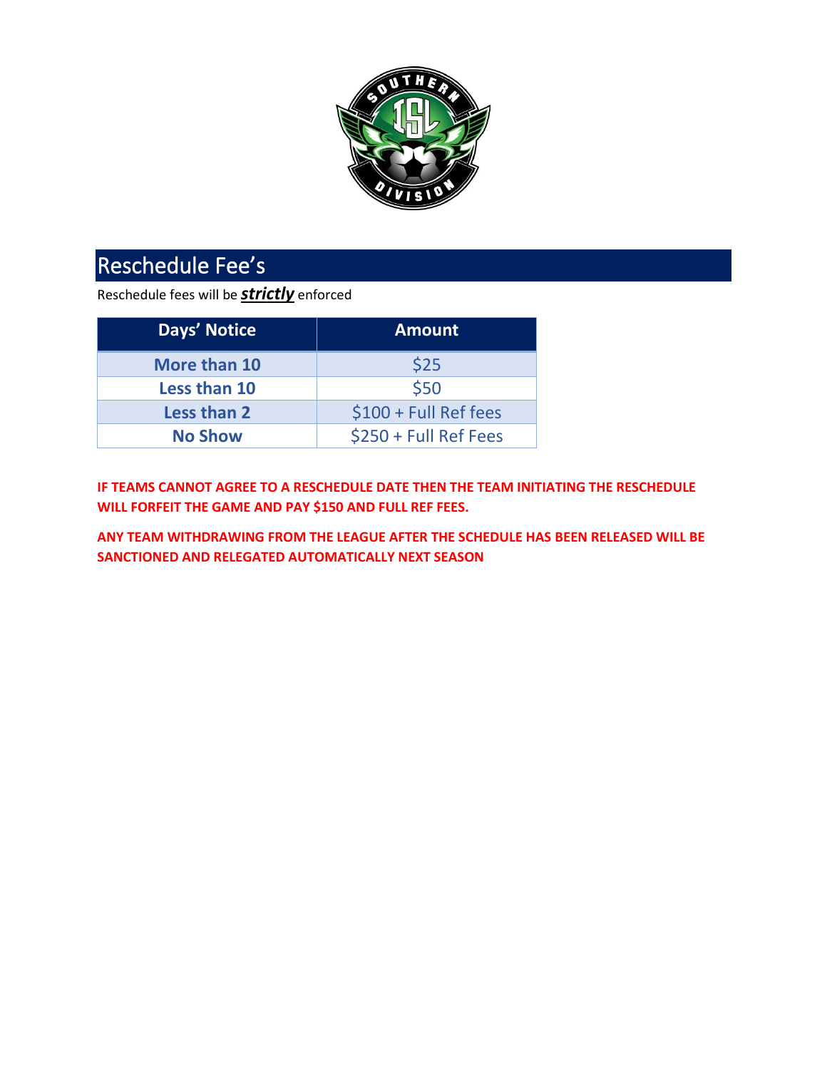## Reschedule Fee's

Reschedule fees will be ***strictly*** enforced

| Days' Notice | Amount |
|---|---|
| **More than 10** | $25 |
| **Less than 10** | $50 |
| **Less than 2** | $100 + Full Ref fees |
| **No Show** | $250 + Full Ref Fees |

**IF TEAMS CANNOT AGREE TO A RESCHEDULE DATE THEN THE TEAM INITIATING THE RESCHEDULE WILL FORFEIT THE GAME AND PAY $150 AND FULL REF FEES.**

**ANY TEAM WITHDRAWING FROM THE LEAGUE AFTER THE SCHEDULE HAS BEEN RELEASED WILL BE SANCTIONED AND RELEGATED AUTOMATICALLY NEXT SEASON**